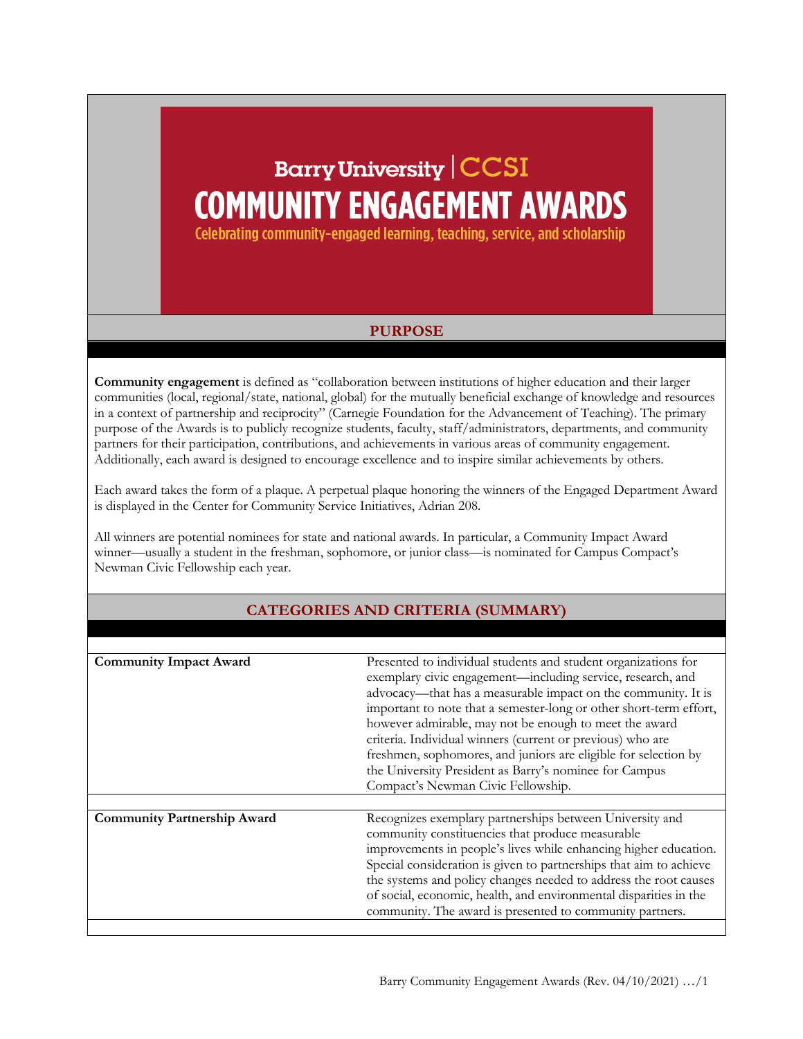# Barry University | CCSI

# COMMUNITY ENGAGEMENT AWARDS

Celebrating community-engaged learning, teaching, service, and scholarship

## PURPOSE

**Community engagement** is defined as "collaboration between institutions of higher education and their larger communities (local, regional/state, national, global) for the mutually beneficial exchange of knowledge and resources in a context of partnership and reciprocity" (Carnegie Foundation for the Advancement of Teaching). The primary purpose of the Awards is to publicly recognize students, faculty, staff/administrators, departments, and community partners for their participation, contributions, and achievements in various areas of community engagement. Additionally, each award is designed to encourage excellence and to inspire similar achievements by others.

Each award takes the form of a plaque. A perpetual plaque honoring the winners of the Engaged Department Award is displayed in the Center for Community Service Initiatives, Adrian 208.

All winners are potential nominees for state and national awards. In particular, a Community Impact Award winner—usually a student in the freshman, sophomore, or junior class—is nominated for Campus Compact's Newman Civic Fellowship each year.

## CATEGORIES AND CRITERIA (SUMMARY)

| | |
|---|---|
| **Community Impact Award** | Presented to individual students and student organizations for exemplary civic engagement—including service, research, and advocacy—that has a measurable impact on the community. It is important to note that a semester-long or other short-term effort, however admirable, may not be enough to meet the award criteria. Individual winners (current or previous) who are freshmen, sophomores, and juniors are eligible for selection by the University President as Barry's nominee for Campus Compact's Newman Civic Fellowship. |
| **Community Partnership Award** | Recognizes exemplary partnerships between University and community constituencies that produce measurable improvements in people's lives while enhancing higher education. Special consideration is given to partnerships that aim to achieve the systems and policy changes needed to address the root causes of social, economic, health, and environmental disparities in the community. The award is presented to community partners. |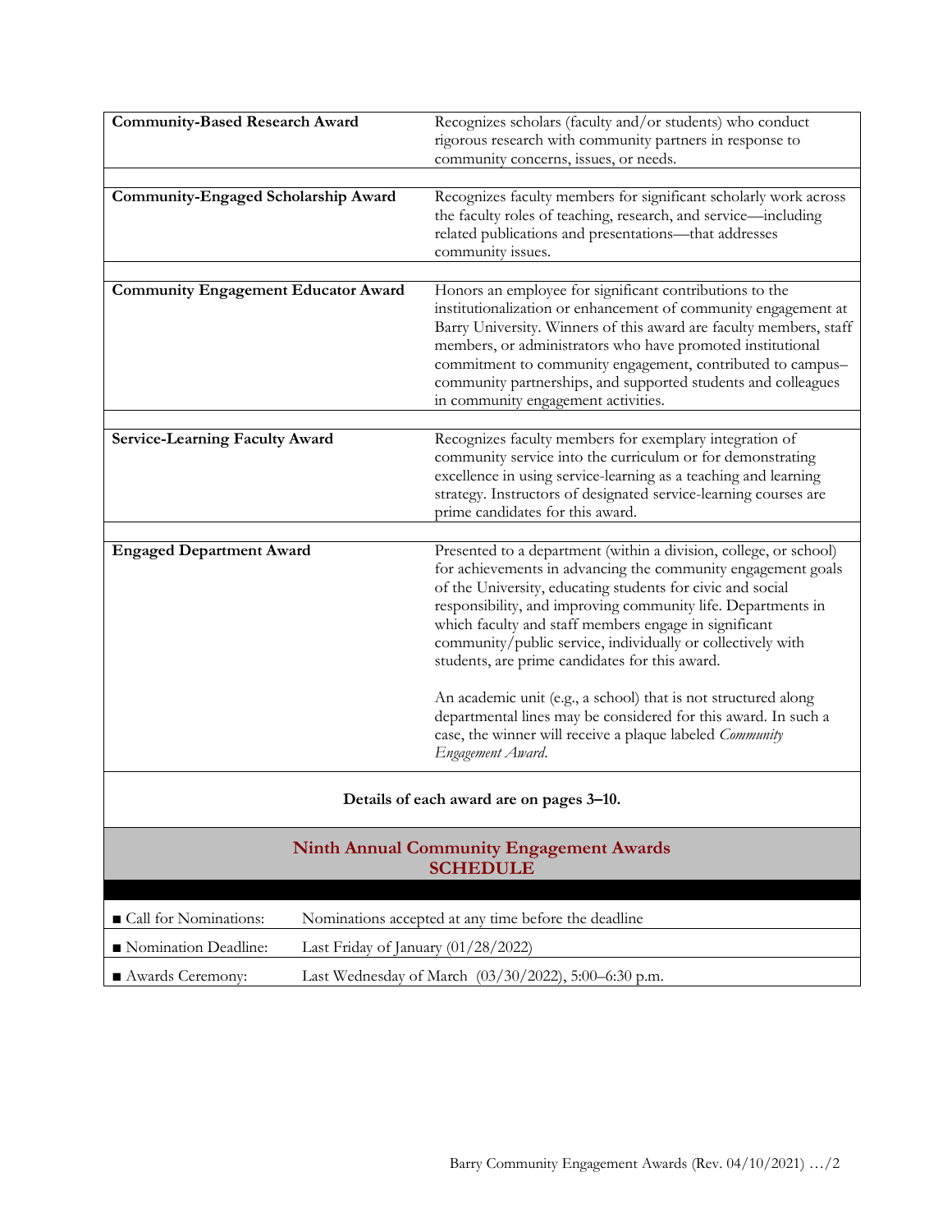| Award | Description |
|---|---|
| **Community-Based Research Award** | Recognizes scholars (faculty and/or students) who conduct rigorous research with community partners in response to community concerns, issues, or needs. |
| **Community-Engaged Scholarship Award** | Recognizes faculty members for significant scholarly work across the faculty roles of teaching, research, and service—including related publications and presentations—that addresses community issues. |
| **Community Engagement Educator Award** | Honors an employee for significant contributions to the institutionalization or enhancement of community engagement at Barry University. Winners of this award are faculty members, staff members, or administrators who have promoted institutional commitment to community engagement, contributed to campus–community partnerships, and supported students and colleagues in community engagement activities. |
| **Service-Learning Faculty Award** | Recognizes faculty members for exemplary integration of community service into the curriculum or for demonstrating excellence in using service-learning as a teaching and learning strategy. Instructors of designated service-learning courses are prime candidates for this award. |
| **Engaged Department Award** | Presented to a department (within a division, college, or school) for achievements in advancing the community engagement goals of the University, educating students for civic and social responsibility, and improving community life. Departments in which faculty and staff members engage in significant community/public service, individually or collectively with students, are prime candidates for this award.<br><br>An academic unit (e.g., a school) that is not structured along departmental lines may be considered for this award. In such a case, the winner will receive a plaque labeled *Community Engagement Award*. |

**Details of each award are on pages 3–10.**

## Ninth Annual Community Engagement Awards SCHEDULE

| | |
|---|---|
| ■ Call for Nominations: | Nominations accepted at any time before the deadline |
| ■ Nomination Deadline: | Last Friday of January (01/28/2022) |
| ■ Awards Ceremony: | Last Wednesday of March (03/30/2022), 5:00–6:30 p.m. |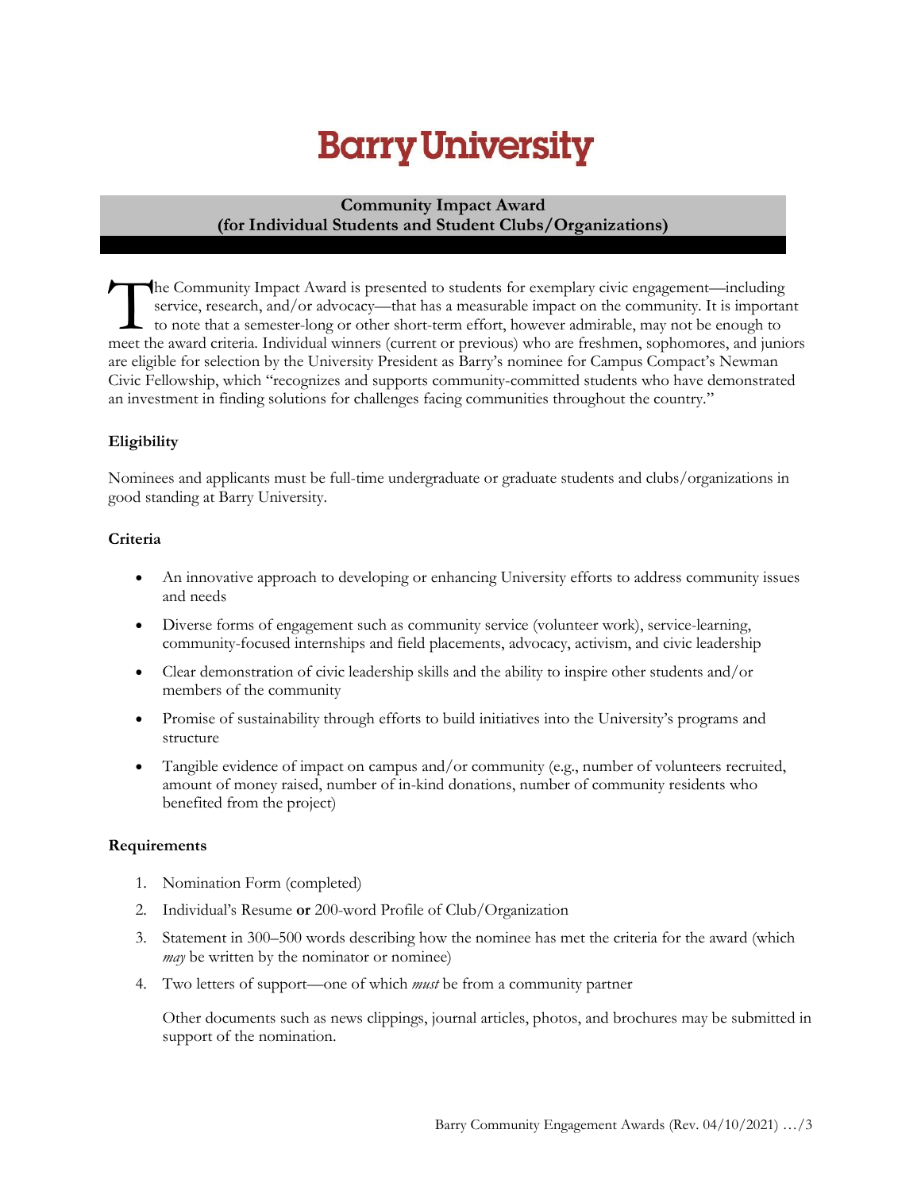# Barry University

## Community Impact Award (for Individual Students and Student Clubs/Organizations)

The Community Impact Award is presented to students for exemplary civic engagement—including service, research, and/or advocacy—that has a measurable impact on the community. It is important to note that a semester-long or other short-term effort, however admirable, may not be enough to meet the award criteria. Individual winners (current or previous) who are freshmen, sophomores, and juniors are eligible for selection by the University President as Barry's nominee for Campus Compact's Newman Civic Fellowship, which "recognizes and supports community-committed students who have demonstrated an investment in finding solutions for challenges facing communities throughout the country."

### Eligibility

Nominees and applicants must be full-time undergraduate or graduate students and clubs/organizations in good standing at Barry University.

### Criteria

- An innovative approach to developing or enhancing University efforts to address community issues and needs
- Diverse forms of engagement such as community service (volunteer work), service-learning, community-focused internships and field placements, advocacy, activism, and civic leadership
- Clear demonstration of civic leadership skills and the ability to inspire other students and/or members of the community
- Promise of sustainability through efforts to build initiatives into the University's programs and structure
- Tangible evidence of impact on campus and/or community (e.g., number of volunteers recruited, amount of money raised, number of in-kind donations, number of community residents who benefited from the project)

### Requirements

1. Nomination Form (completed)
2. Individual's Resume **or** 200-word Profile of Club/Organization
3. Statement in 300–500 words describing how the nominee has met the criteria for the award (which *may* be written by the nominator or nominee)
4. Two letters of support—one of which *must* be from a community partner

   Other documents such as news clippings, journal articles, photos, and brochures may be submitted in support of the nomination.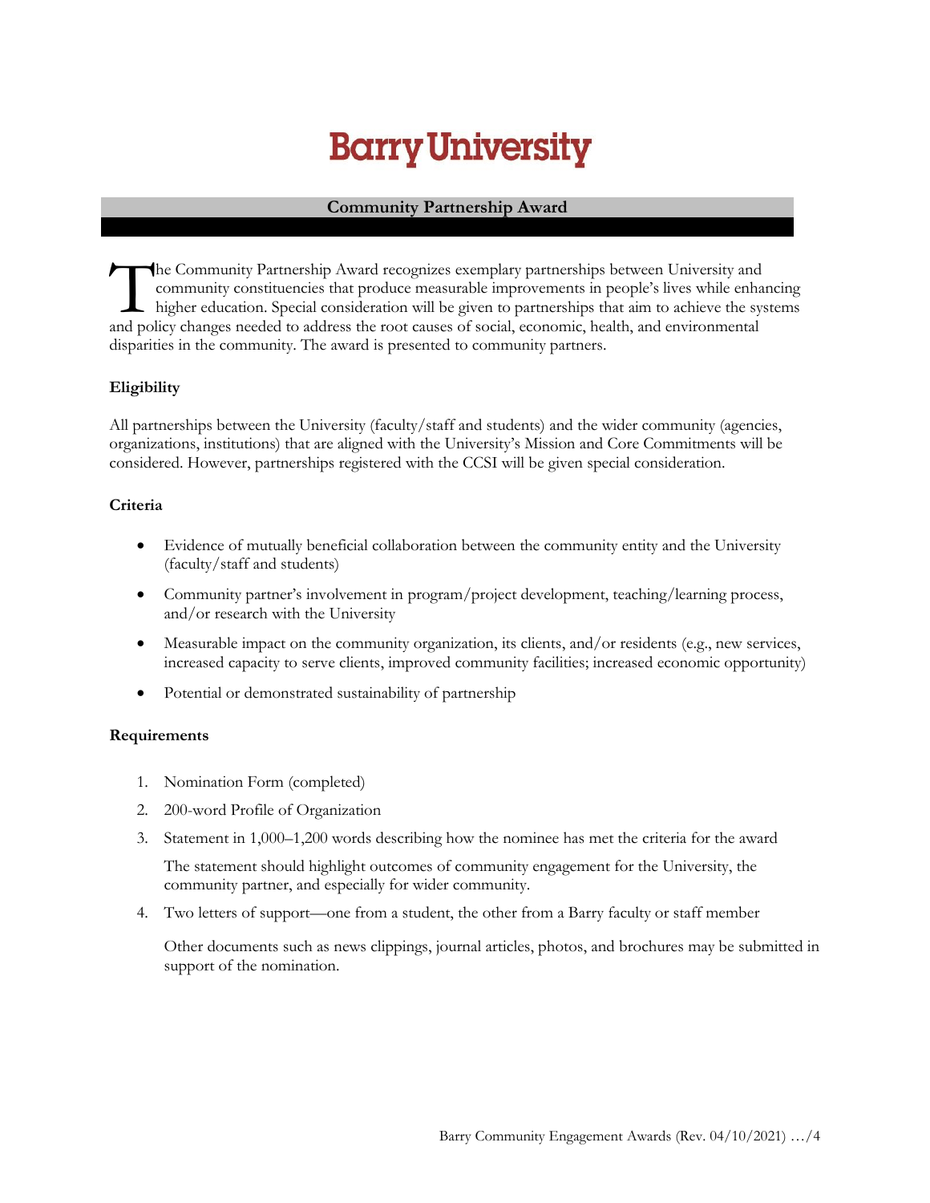# Barry University

## Community Partnership Award

The Community Partnership Award recognizes exemplary partnerships between University and community constituencies that produce measurable improvements in people's lives while enhancing higher education. Special consideration will be given to partnerships that aim to achieve the systems and policy changes needed to address the root causes of social, economic, health, and environmental disparities in the community. The award is presented to community partners.

### Eligibility

All partnerships between the University (faculty/staff and students) and the wider community (agencies, organizations, institutions) that are aligned with the University's Mission and Core Commitments will be considered. However, partnerships registered with the CCSI will be given special consideration.

### Criteria

- Evidence of mutually beneficial collaboration between the community entity and the University (faculty/staff and students)
- Community partner's involvement in program/project development, teaching/learning process, and/or research with the University
- Measurable impact on the community organization, its clients, and/or residents (e.g., new services, increased capacity to serve clients, improved community facilities; increased economic opportunity)
- Potential or demonstrated sustainability of partnership

### Requirements

1. Nomination Form (completed)
2. 200-word Profile of Organization
3. Statement in 1,000–1,200 words describing how the nominee has met the criteria for the award

   The statement should highlight outcomes of community engagement for the University, the community partner, and especially for wider community.
4. Two letters of support—one from a student, the other from a Barry faculty or staff member

   Other documents such as news clippings, journal articles, photos, and brochures may be submitted in support of the nomination.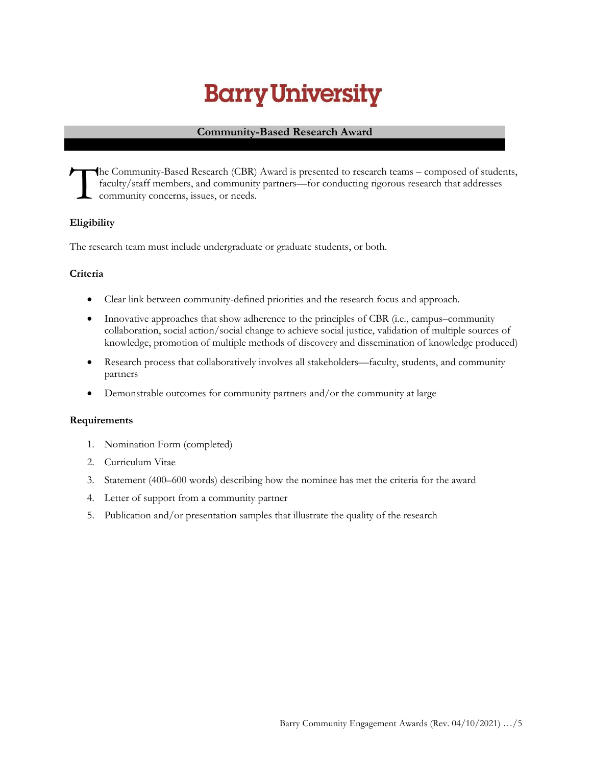# Barry University

## Community-Based Research Award

The Community-Based Research (CBR) Award is presented to research teams – composed of students, faculty/staff members, and community partners—for conducting rigorous research that addresses community concerns, issues, or needs.

### Eligibility

The research team must include undergraduate or graduate students, or both.

### Criteria

- Clear link between community-defined priorities and the research focus and approach.
- Innovative approaches that show adherence to the principles of CBR (i.e., campus–community collaboration, social action/social change to achieve social justice, validation of multiple sources of knowledge, promotion of multiple methods of discovery and dissemination of knowledge produced)
- Research process that collaboratively involves all stakeholders—faculty, students, and community partners
- Demonstrable outcomes for community partners and/or the community at large

### Requirements

1. Nomination Form (completed)
2. Curriculum Vitae
3. Statement (400–600 words) describing how the nominee has met the criteria for the award
4. Letter of support from a community partner
5. Publication and/or presentation samples that illustrate the quality of the research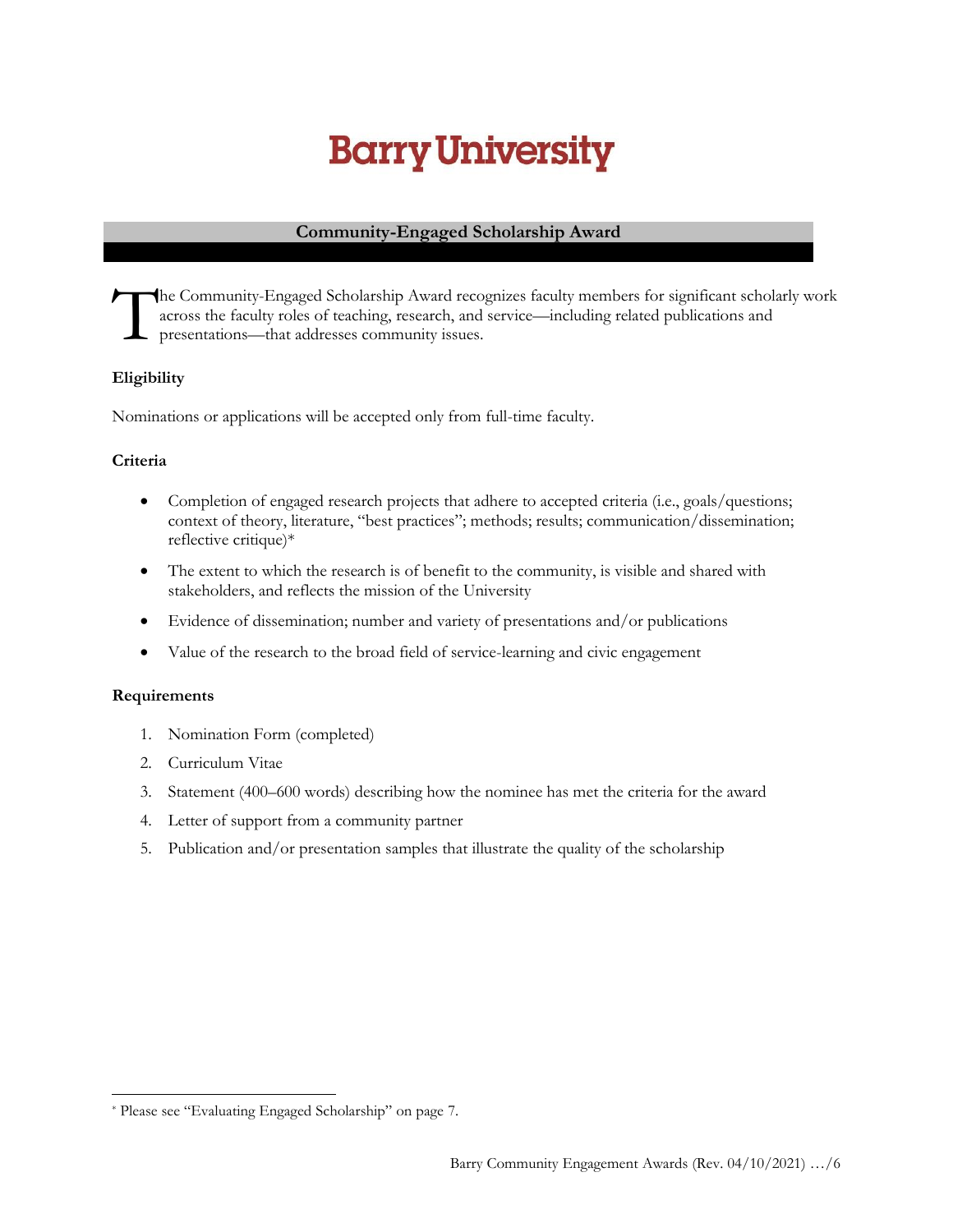# Barry University

## Community-Engaged Scholarship Award

The Community-Engaged Scholarship Award recognizes faculty members for significant scholarly work across the faculty roles of teaching, research, and service—including related publications and presentations—that addresses community issues.

### Eligibility

Nominations or applications will be accepted only from full-time faculty.

### Criteria

- Completion of engaged research projects that adhere to accepted criteria (i.e., goals/questions; context of theory, literature, "best practices"; methods; results; communication/dissemination; reflective critique)*
- The extent to which the research is of benefit to the community, is visible and shared with stakeholders, and reflects the mission of the University
- Evidence of dissemination; number and variety of presentations and/or publications
- Value of the research to the broad field of service-learning and civic engagement

### Requirements

1. Nomination Form (completed)
2. Curriculum Vitae
3. Statement (400–600 words) describing how the nominee has met the criteria for the award
4. Letter of support from a community partner
5. Publication and/or presentation samples that illustrate the quality of the scholarship

---

* Please see "Evaluating Engaged Scholarship" on page 7.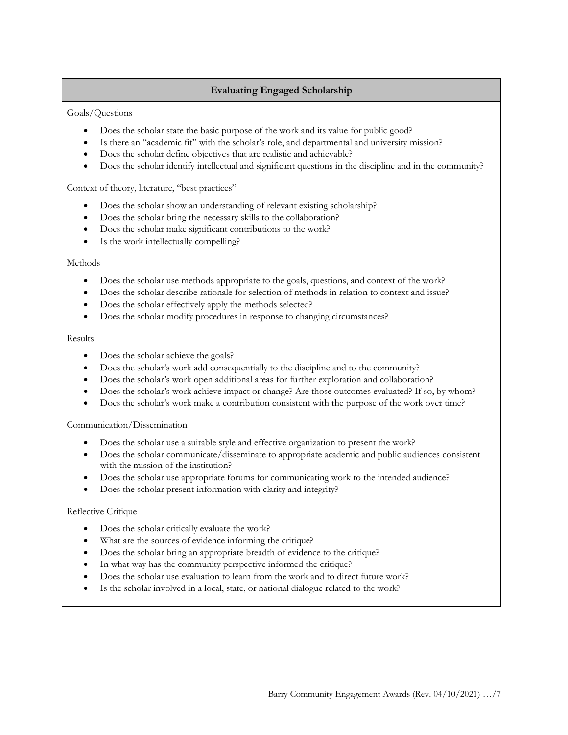## Evaluating Engaged Scholarship

Goals/Questions

- Does the scholar state the basic purpose of the work and its value for public good?
- Is there an "academic fit" with the scholar's role, and departmental and university mission?
- Does the scholar define objectives that are realistic and achievable?
- Does the scholar identify intellectual and significant questions in the discipline and in the community?

Context of theory, literature, "best practices"

- Does the scholar show an understanding of relevant existing scholarship?
- Does the scholar bring the necessary skills to the collaboration?
- Does the scholar make significant contributions to the work?
- Is the work intellectually compelling?

Methods

- Does the scholar use methods appropriate to the goals, questions, and context of the work?
- Does the scholar describe rationale for selection of methods in relation to context and issue?
- Does the scholar effectively apply the methods selected?
- Does the scholar modify procedures in response to changing circumstances?

Results

- Does the scholar achieve the goals?
- Does the scholar's work add consequentially to the discipline and to the community?
- Does the scholar's work open additional areas for further exploration and collaboration?
- Does the scholar's work achieve impact or change? Are those outcomes evaluated? If so, by whom?
- Does the scholar's work make a contribution consistent with the purpose of the work over time?

Communication/Dissemination

- Does the scholar use a suitable style and effective organization to present the work?
- Does the scholar communicate/disseminate to appropriate academic and public audiences consistent with the mission of the institution?
- Does the scholar use appropriate forums for communicating work to the intended audience?
- Does the scholar present information with clarity and integrity?

Reflective Critique

- Does the scholar critically evaluate the work?
- What are the sources of evidence informing the critique?
- Does the scholar bring an appropriate breadth of evidence to the critique?
- In what way has the community perspective informed the critique?
- Does the scholar use evaluation to learn from the work and to direct future work?
- Is the scholar involved in a local, state, or national dialogue related to the work?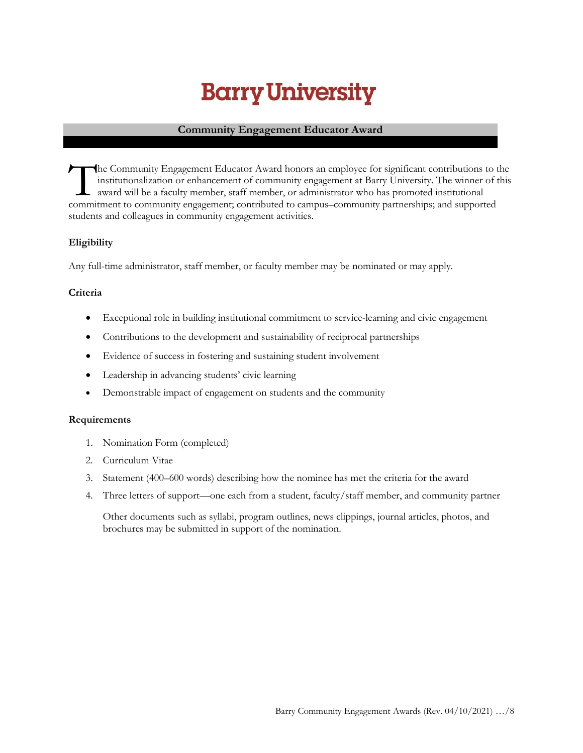# Barry University

## Community Engagement Educator Award

The Community Engagement Educator Award honors an employee for significant contributions to the institutionalization or enhancement of community engagement at Barry University. The winner of this award will be a faculty member, staff member, or administrator who has promoted institutional commitment to community engagement; contributed to campus–community partnerships; and supported students and colleagues in community engagement activities.

### Eligibility

Any full-time administrator, staff member, or faculty member may be nominated or may apply.

### Criteria

- Exceptional role in building institutional commitment to service-learning and civic engagement
- Contributions to the development and sustainability of reciprocal partnerships
- Evidence of success in fostering and sustaining student involvement
- Leadership in advancing students' civic learning
- Demonstrable impact of engagement on students and the community

### Requirements

1. Nomination Form (completed)
2. Curriculum Vitae
3. Statement (400–600 words) describing how the nominee has met the criteria for the award
4. Three letters of support—one each from a student, faculty/staff member, and community partner

   Other documents such as syllabi, program outlines, news clippings, journal articles, photos, and brochures may be submitted in support of the nomination.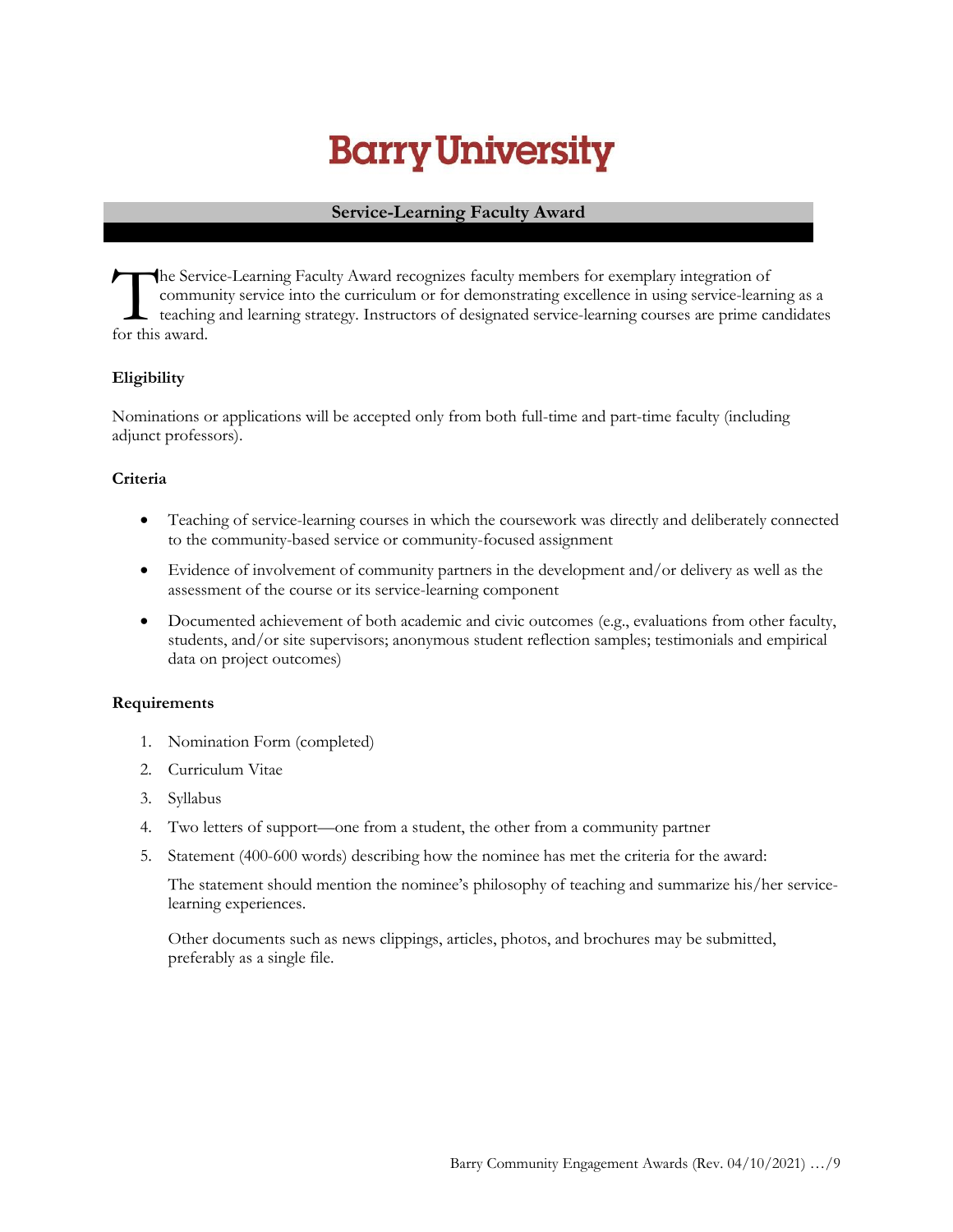# Barry University

## Service-Learning Faculty Award

The Service-Learning Faculty Award recognizes faculty members for exemplary integration of community service into the curriculum or for demonstrating excellence in using service-learning as a teaching and learning strategy. Instructors of designated service-learning courses are prime candidates for this award.

**Eligibility**

Nominations or applications will be accepted only from both full-time and part-time faculty (including adjunct professors).

**Criteria**

- Teaching of service-learning courses in which the coursework was directly and deliberately connected to the community-based service or community-focused assignment
- Evidence of involvement of community partners in the development and/or delivery as well as the assessment of the course or its service-learning component
- Documented achievement of both academic and civic outcomes (e.g., evaluations from other faculty, students, and/or site supervisors; anonymous student reflection samples; testimonials and empirical data on project outcomes)

**Requirements**

1. Nomination Form (completed)
2. Curriculum Vitae
3. Syllabus
4. Two letters of support—one from a student, the other from a community partner
5. Statement (400-600 words) describing how the nominee has met the criteria for the award:

   The statement should mention the nominee's philosophy of teaching and summarize his/her service-learning experiences.

   Other documents such as news clippings, articles, photos, and brochures may be submitted, preferably as a single file.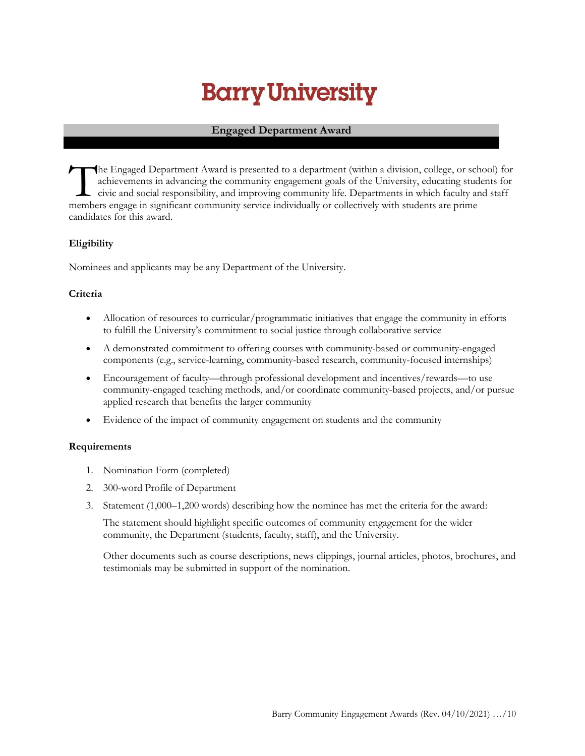# Barry University

## Engaged Department Award

The Engaged Department Award is presented to a department (within a division, college, or school) for achievements in advancing the community engagement goals of the University, educating students for civic and social responsibility, and improving community life. Departments in which faculty and staff members engage in significant community service individually or collectively with students are prime candidates for this award.

### Eligibility

Nominees and applicants may be any Department of the University.

### Criteria

- Allocation of resources to curricular/programmatic initiatives that engage the community in efforts to fulfill the University's commitment to social justice through collaborative service
- A demonstrated commitment to offering courses with community-based or community-engaged components (e.g., service-learning, community-based research, community-focused internships)
- Encouragement of faculty—through professional development and incentives/rewards—to use community-engaged teaching methods, and/or coordinate community-based projects, and/or pursue applied research that benefits the larger community
- Evidence of the impact of community engagement on students and the community

### Requirements

1. Nomination Form (completed)
2. 300-word Profile of Department
3. Statement (1,000–1,200 words) describing how the nominee has met the criteria for the award:

   The statement should highlight specific outcomes of community engagement for the wider community, the Department (students, faculty, staff), and the University.

   Other documents such as course descriptions, news clippings, journal articles, photos, brochures, and testimonials may be submitted in support of the nomination.